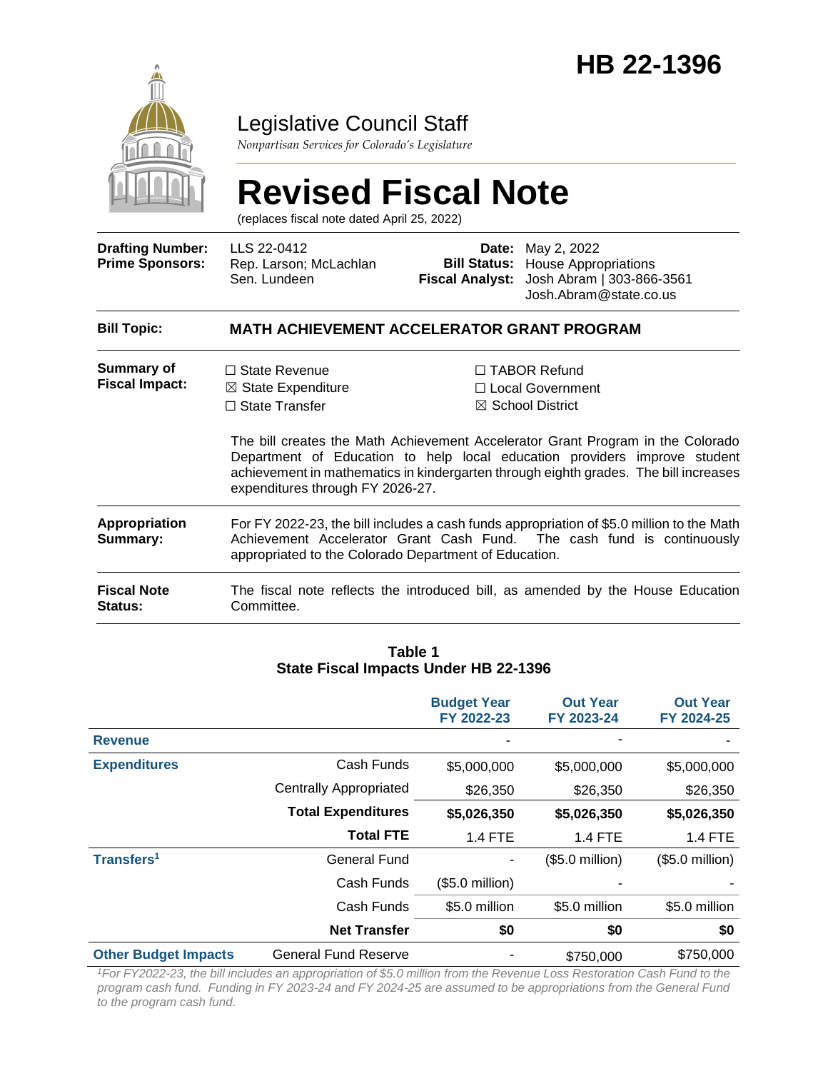# HB 22-1396

Legislative Council Staff

*Nonpartisan Services for Colorado's Legislature*

# Revised Fiscal Note

(replaces fiscal note dated April 25, 2022)

| | | | |
|---|---|---|---|
| **Drafting Number:** | LLS 22-0412 | **Date:** | May 2, 2022 |
| **Prime Sponsors:** | Rep. Larson; McLachlan<br>Sen. Lundeen | **Bill Status:** | House Appropriations |
| | | **Fiscal Analyst:** | Josh Abram \| 303-866-3561<br>Josh.Abram@state.co.us |

**Bill Topic:** **MATH ACHIEVEMENT ACCELERATOR GRANT PROGRAM**

**Summary of Fiscal Impact:**

☐ State Revenue
☒ State Expenditure
☐ State Transfer
☐ TABOR Refund
☐ Local Government
☒ School District

The bill creates the Math Achievement Accelerator Grant Program in the Colorado Department of Education to help local education providers improve student achievement in mathematics in kindergarten through eighth grades. The bill increases expenditures through FY 2026-27.

**Appropriation Summary:** For FY 2022-23, the bill includes a cash funds appropriation of $5.0 million to the Math Achievement Accelerator Grant Cash Fund. The cash fund is continuously appropriated to the Colorado Department of Education.

**Fiscal Note Status:** The fiscal note reflects the introduced bill, as amended by the House Education Committee.

**Table 1**
**State Fiscal Impacts Under HB 22-1396**

| | | Budget Year FY 2022-23 | Out Year FY 2023-24 | Out Year FY 2024-25 |
|---|---|---|---|---|
| **Revenue** | | - | - | - |
| **Expenditures** | Cash Funds | $5,000,000 | $5,000,000 | $5,000,000 |
| | Centrally Appropriated | $26,350 | $26,350 | $26,350 |
| | **Total Expenditures** | **$5,026,350** | **$5,026,350** | **$5,026,350** |
| | **Total FTE** | 1.4 FTE | 1.4 FTE | 1.4 FTE |
| **Transfers**[1] | General Fund | - | ($5.0 million) | ($5.0 million) |
| | Cash Funds | ($5.0 million) | - | - |
| | Cash Funds | $5.0 million | $5.0 million | $5.0 million |
| | **Net Transfer** | **$0** | **$0** | **$0** |
| **Other Budget Impacts** | General Fund Reserve | - | $750,000 | $750,000 |

[1]For FY2022-23, the bill includes an appropriation of $5.0 million from the Revenue Loss Restoration Cash Fund to the program cash fund. Funding in FY 2023-24 and FY 2024-25 are assumed to be appropriations from the General Fund to the program cash fund.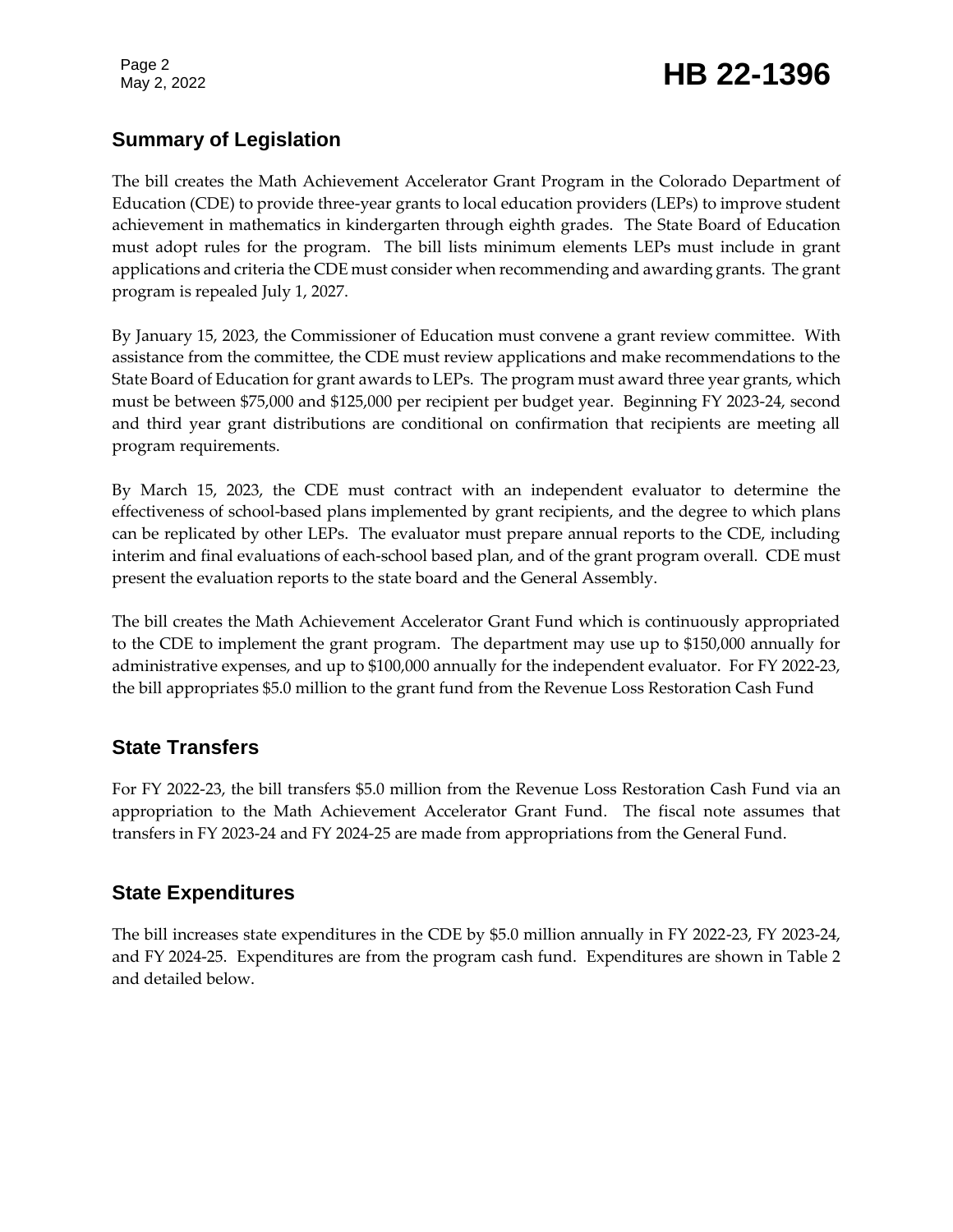## Summary of Legislation

The bill creates the Math Achievement Accelerator Grant Program in the Colorado Department of Education (CDE) to provide three-year grants to local education providers (LEPs) to improve student achievement in mathematics in kindergarten through eighth grades. The State Board of Education must adopt rules for the program. The bill lists minimum elements LEPs must include in grant applications and criteria the CDE must consider when recommending and awarding grants. The grant program is repealed July 1, 2027.

By January 15, 2023, the Commissioner of Education must convene a grant review committee. With assistance from the committee, the CDE must review applications and make recommendations to the State Board of Education for grant awards to LEPs. The program must award three year grants, which must be between $75,000 and $125,000 per recipient per budget year. Beginning FY 2023-24, second and third year grant distributions are conditional on confirmation that recipients are meeting all program requirements.

By March 15, 2023, the CDE must contract with an independent evaluator to determine the effectiveness of school-based plans implemented by grant recipients, and the degree to which plans can be replicated by other LEPs. The evaluator must prepare annual reports to the CDE, including interim and final evaluations of each-school based plan, and of the grant program overall. CDE must present the evaluation reports to the state board and the General Assembly.

The bill creates the Math Achievement Accelerator Grant Fund which is continuously appropriated to the CDE to implement the grant program. The department may use up to $150,000 annually for administrative expenses, and up to $100,000 annually for the independent evaluator. For FY 2022-23, the bill appropriates $5.0 million to the grant fund from the Revenue Loss Restoration Cash Fund

## State Transfers

For FY 2022-23, the bill transfers $5.0 million from the Revenue Loss Restoration Cash Fund via an appropriation to the Math Achievement Accelerator Grant Fund. The fiscal note assumes that transfers in FY 2023-24 and FY 2024-25 are made from appropriations from the General Fund.

## State Expenditures

The bill increases state expenditures in the CDE by $5.0 million annually in FY 2022-23, FY 2023-24, and FY 2024-25. Expenditures are from the program cash fund. Expenditures are shown in Table 2 and detailed below.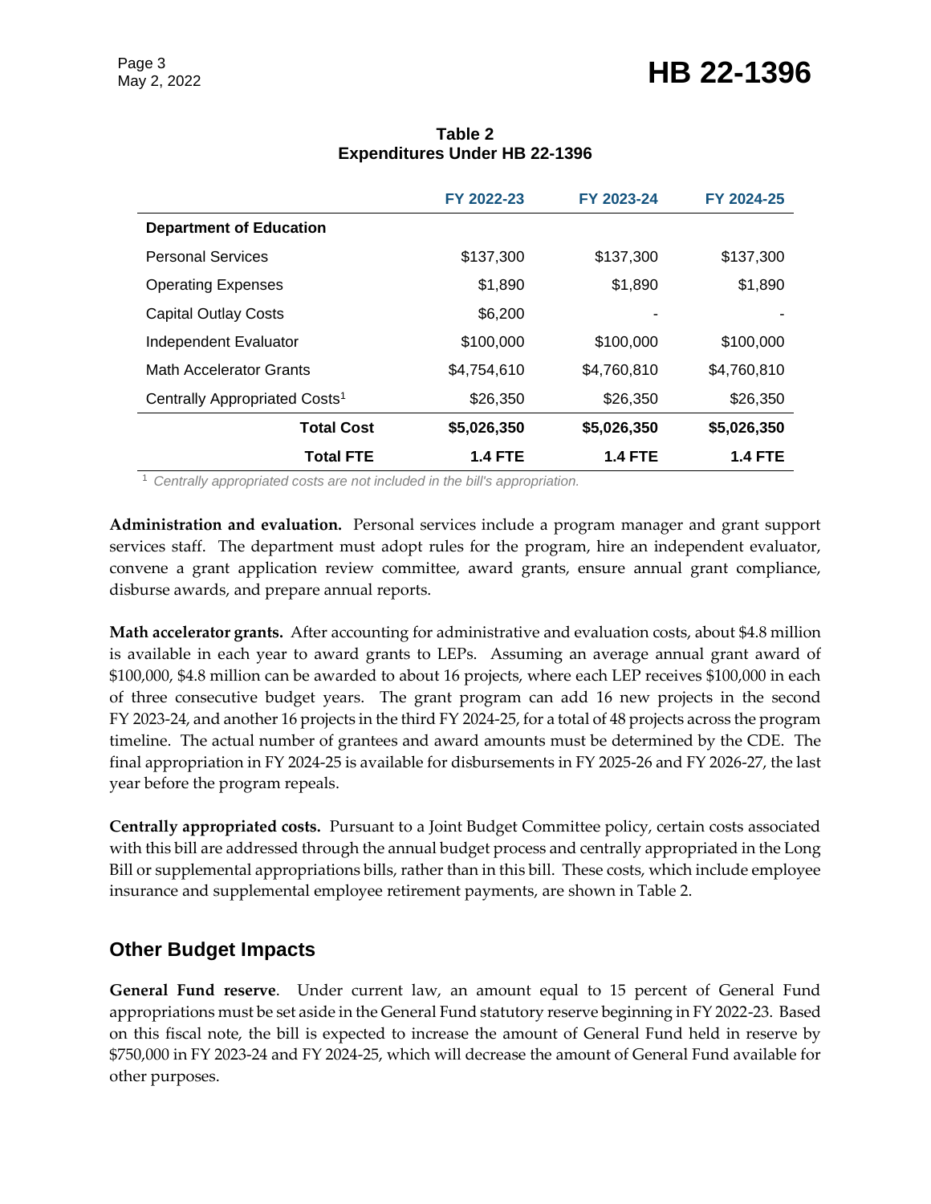**Table 2**
**Expenditures Under HB 22-1396**

| | FY 2022-23 | FY 2023-24 | FY 2024-25 |
|---|---|---|---|
| **Department of Education** | | | |
| Personal Services | $137,300 | $137,300 | $137,300 |
| Operating Expenses | $1,890 | $1,890 | $1,890 |
| Capital Outlay Costs | $6,200 | - | - |
| Independent Evaluator | $100,000 | $100,000 | $100,000 |
| Math Accelerator Grants | $4,754,610 | $4,760,810 | $4,760,810 |
| Centrally Appropriated Costs[1] | $26,350 | $26,350 | $26,350 |
| **Total Cost** | **$5,026,350** | **$5,026,350** | **$5,026,350** |
| **Total FTE** | **1.4 FTE** | **1.4 FTE** | **1.4 FTE** |

[1] *Centrally appropriated costs are not included in the bill's appropriation.*

**Administration and evaluation.** Personal services include a program manager and grant support services staff. The department must adopt rules for the program, hire an independent evaluator, convene a grant application review committee, award grants, ensure annual grant compliance, disburse awards, and prepare annual reports.

**Math accelerator grants.** After accounting for administrative and evaluation costs, about $4.8 million is available in each year to award grants to LEPs. Assuming an average annual grant award of $100,000, $4.8 million can be awarded to about 16 projects, where each LEP receives $100,000 in each of three consecutive budget years. The grant program can add 16 new projects in the second FY 2023-24, and another 16 projects in the third FY 2024-25, for a total of 48 projects across the program timeline. The actual number of grantees and award amounts must be determined by the CDE. The final appropriation in FY 2024-25 is available for disbursements in FY 2025-26 and FY 2026-27, the last year before the program repeals.

**Centrally appropriated costs.** Pursuant to a Joint Budget Committee policy, certain costs associated with this bill are addressed through the annual budget process and centrally appropriated in the Long Bill or supplemental appropriations bills, rather than in this bill. These costs, which include employee insurance and supplemental employee retirement payments, are shown in Table 2.

## Other Budget Impacts

**General Fund reserve**. Under current law, an amount equal to 15 percent of General Fund appropriations must be set aside in the General Fund statutory reserve beginning in FY 2022-23. Based on this fiscal note, the bill is expected to increase the amount of General Fund held in reserve by $750,000 in FY 2023-24 and FY 2024-25, which will decrease the amount of General Fund available for other purposes.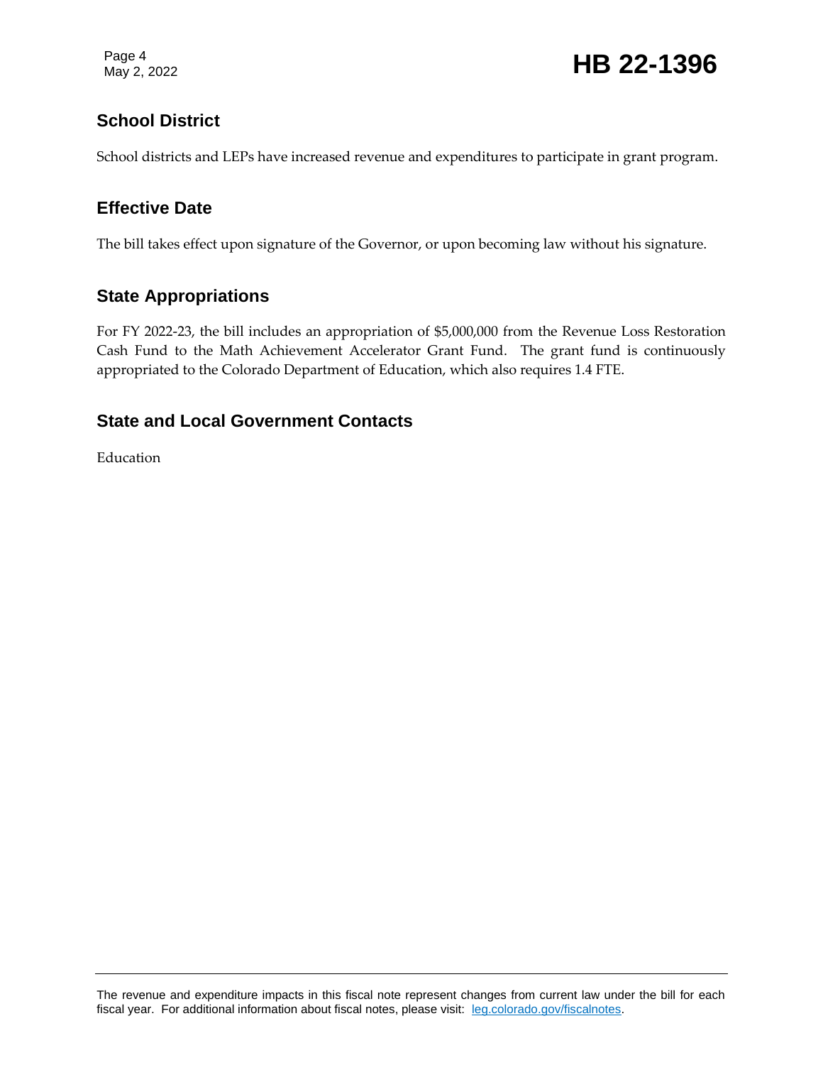## School District

School districts and LEPs have increased revenue and expenditures to participate in grant program.

## Effective Date

The bill takes effect upon signature of the Governor, or upon becoming law without his signature.

## State Appropriations

For FY 2022-23, the bill includes an appropriation of $5,000,000 from the Revenue Loss Restoration Cash Fund to the Math Achievement Accelerator Grant Fund. The grant fund is continuously appropriated to the Colorado Department of Education, which also requires 1.4 FTE.

## State and Local Government Contacts

Education

The revenue and expenditure impacts in this fiscal note represent changes from current law under the bill for each fiscal year. For additional information about fiscal notes, please visit: leg.colorado.gov/fiscalnotes.